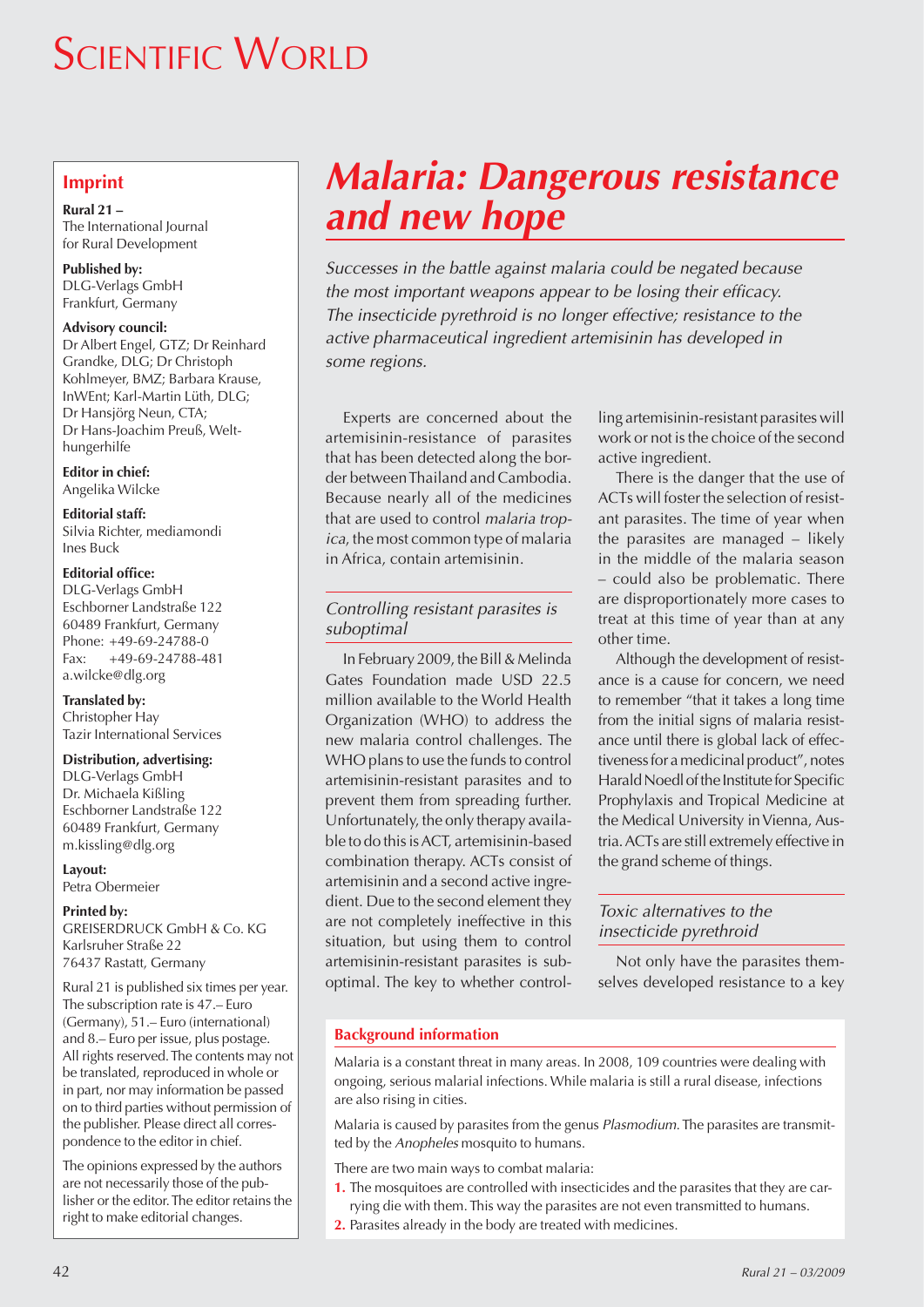## Imprint

**Rural 21 –**
The International Journal for Rural Development

**Published by:**
DLG-Verlags GmbH
Frankfurt, Germany

**Advisory council:**
Dr Albert Engel, GTZ; Dr Reinhard Grandke, DLG; Dr Christoph Kohlmeyer, BMZ; Barbara Krause, InWEnt; Karl-Martin Lüth, DLG; Dr Hansjörg Neun, CTA; Dr Hans-Joachim Preuß, Welthungerhilfe

**Editor in chief:**
Angelika Wilcke

**Editorial staff:**
Silvia Richter, mediamondi
Ines Buck

**Editorial office:**
DLG-Verlags GmbH
Eschborner Landstraße 122
60489 Frankfurt, Germany
Phone: +49-69-24788-0
Fax: +49-69-24788-481
a.wilcke@dlg.org

**Translated by:**
Christopher Hay
Tazir International Services

**Distribution, advertising:**
DLG-Verlags GmbH
Dr. Michaela Kißling
Eschborner Landstraße 122
60489 Frankfurt, Germany
m.kissling@dlg.org

**Layout:**
Petra Obermeier

**Printed by:**
GREISERDRUCK GmbH & Co. KG
Karlsruher Straße 22
76437 Rastatt, Germany

Rural 21 is published six times per year. The subscription rate is 47.– Euro (Germany), 51.– Euro (international) and 8.– Euro per issue, plus postage. All rights reserved. The contents may not be translated, reproduced in whole or in part, nor may information be passed on to third parties without permission of the publisher. Please direct all correspondence to the editor in chief.

The opinions expressed by the authors are not necessarily those of the publisher or the editor. The editor retains the right to make editorial changes.

# *Malaria: Dangerous resistance and new hope*

*Successes in the battle against malaria could be negated because the most important weapons appear to be losing their efficacy. The insecticide pyrethroid is no longer effective; resistance to the active pharmaceutical ingredient artemisinin has developed in some regions.*

Experts are concerned about the artemisinin-resistance of parasites that has been detected along the border between Thailand and Cambodia. Because nearly all of the medicines that are used to control *malaria tropica*, the most common type of malaria in Africa, contain artemisinin.

### *Controlling resistant parasites is suboptimal*

In February 2009, the Bill & Melinda Gates Foundation made USD 22.5 million available to the World Health Organization (WHO) to address the new malaria control challenges. The WHO plans to use the funds to control artemisinin-resistant parasites and to prevent them from spreading further. Unfortunately, the only therapy available to do this is ACT, artemisinin-based combination therapy. ACTs consist of artemisinin and a second active ingredient. Due to the second element they are not completely ineffective in this situation, but using them to control artemisinin-resistant parasites is suboptimal. The key to whether controlling artemisinin-resistant parasites will work or not is the choice of the second active ingredient.

There is the danger that the use of ACTs will foster the selection of resistant parasites. The time of year when the parasites are managed – likely in the middle of the malaria season – could also be problematic. There are disproportionately more cases to treat at this time of year than at any other time.

Although the development of resistance is a cause for concern, we need to remember "that it takes a long time from the initial signs of malaria resistance until there is global lack of effectiveness for a medicinal product", notes Harald Noedl of the Institute for Specific Prophylaxis and Tropical Medicine at the Medical University in Vienna, Austria. ACTs are still extremely effective in the grand scheme of things.

### *Toxic alternatives to the insecticide pyrethroid*

Not only have the parasites themselves developed resistance to a key

**Background information**

Malaria is a constant threat in many areas. In 2008, 109 countries were dealing with ongoing, serious malarial infections. While malaria is still a rural disease, infections are also rising in cities.

Malaria is caused by parasites from the genus *Plasmodium*. The parasites are transmitted by the *Anopheles* mosquito to humans.

There are two main ways to combat malaria:

1. The mosquitoes are controlled with insecticides and the parasites that they are carrying die with them. This way the parasites are not even transmitted to humans.
2. Parasites already in the body are treated with medicines.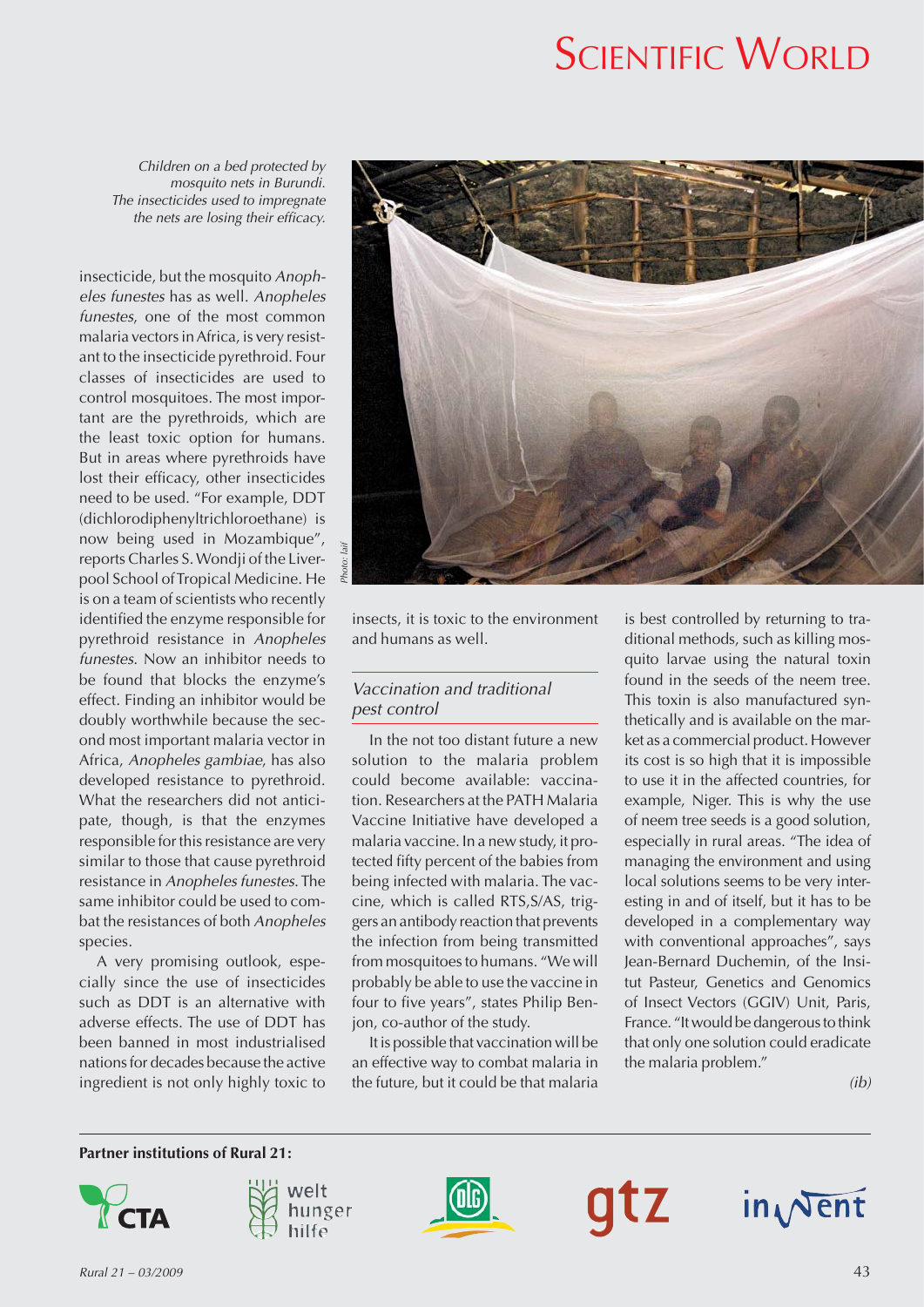Children on a bed protected by mosquito nets in Burundi. The insecticides used to impregnate the nets are losing their efficacy.

insecticide, but the mosquito *Anopheles funestes* has as well. *Anopheles funestes*, one of the most common malaria vectors in Africa, is very resistant to the insecticide pyrethroid. Four classes of insecticides are used to control mosquitoes. The most important are the pyrethroids, which are the least toxic option for humans. But in areas where pyrethroids have lost their efficacy, other insecticides need to be used. "For example, DDT (dichlorodiphenyltrichloroethane) is now being used in Mozambique", reports Charles S. Wondji of the Liverpool School of Tropical Medicine. He is on a team of scientists who recently identified the enzyme responsible for pyrethroid resistance in *Anopheles funestes*. Now an inhibitor needs to be found that blocks the enzyme's effect. Finding an inhibitor would be doubly worthwhile because the second most important malaria vector in Africa, *Anopheles gambiae*, has also developed resistance to pyrethroid. What the researchers did not anticipate, though, is that the enzymes responsible for this resistance are very similar to those that cause pyrethroid resistance in *Anopheles funestes*. The same inhibitor could be used to combat the resistances of both *Anopheles* species.

A very promising outlook, especially since the use of insecticides such as DDT is an alternative with adverse effects. The use of DDT has been banned in most industrialised nations for decades because the active ingredient is not only highly toxic to insects, it is toxic to the environment and humans as well.

### Vaccination and traditional pest control

In the not too distant future a new solution to the malaria problem could become available: vaccination. Researchers at the PATH Malaria Vaccine Initiative have developed a malaria vaccine. In a new study, it protected fifty percent of the babies from being infected with malaria. The vaccine, which is called RTS,S/AS, triggers an antibody reaction that prevents the infection from being transmitted from mosquitoes to humans. "We will probably be able to use the vaccine in four to five years", states Philip Benjon, co-author of the study.

It is possible that vaccination will be an effective way to combat malaria in the future, but it could be that malaria is best controlled by returning to traditional methods, such as killing mosquito larvae using the natural toxin found in the seeds of the neem tree. This toxin is also manufactured synthetically and is available on the market as a commercial product. However its cost is so high that it is impossible to use it in the affected countries, for example, Niger. This is why the use of neem tree seeds is a good solution, especially in rural areas. "The idea of managing the environment and using local solutions seems to be very interesting in and of itself, but it has to be developed in a complementary way with conventional approaches", says Jean-Bernard Duchemin, of the Insitut Pasteur, Genetics and Genomics of Insect Vectors (GGIV) Unit, Paris, France. "It would be dangerous to think that only one solution could eradicate the malaria problem."

*(ib)*

**Partner institutions of Rural 21:**